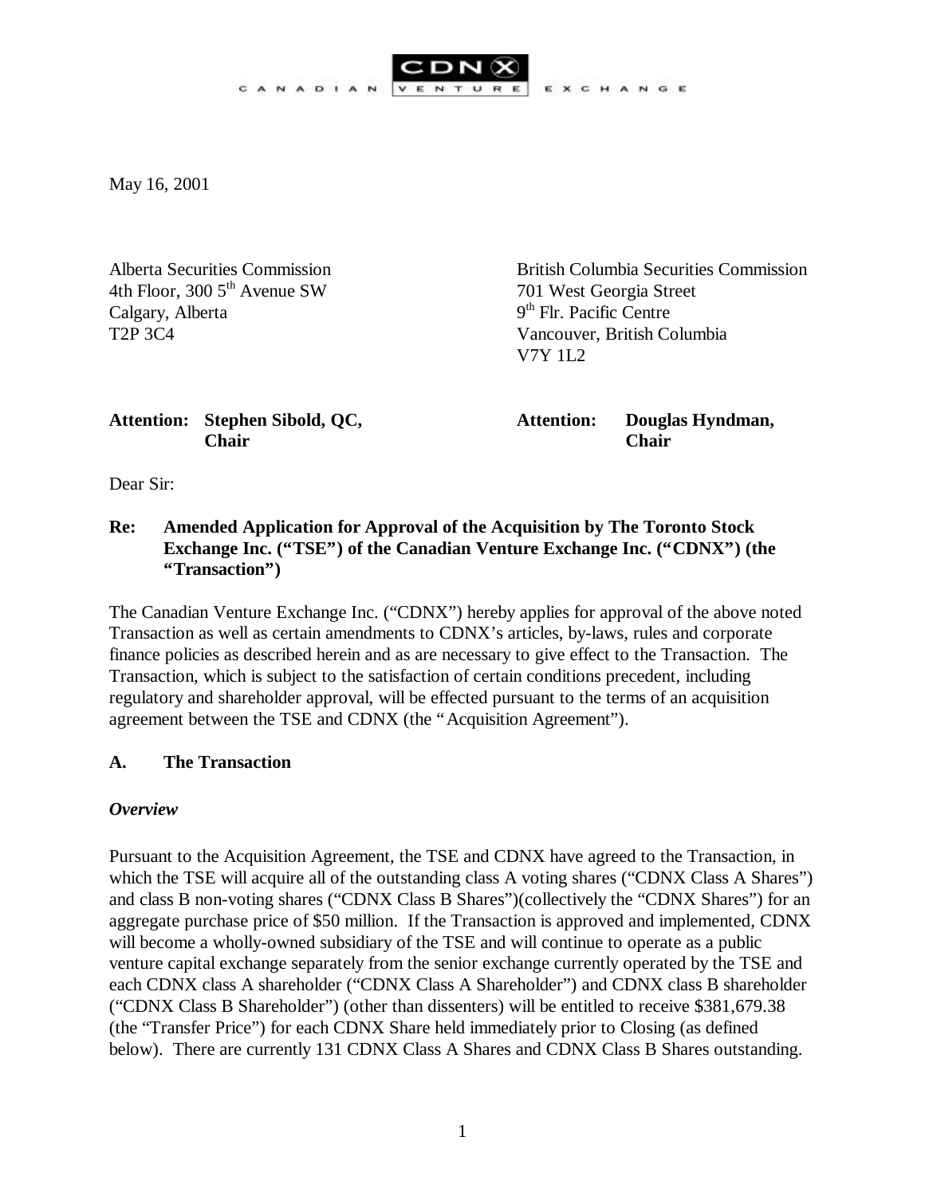CDNX CANADIAN VENTURE EXCHANGE

May 16, 2001

Alberta Securities Commission
4th Floor, 300 5th Avenue SW
Calgary, Alberta
T2P 3C4

**Attention: Stephen Sibold, QC, Chair**

British Columbia Securities Commission
701 West Georgia Street
9th Flr. Pacific Centre
Vancouver, British Columbia
V7Y 1L2

**Attention: Douglas Hyndman, Chair**

Dear Sir:

**Re: Amended Application for Approval of the Acquisition by The Toronto Stock Exchange Inc. ("TSE") of the Canadian Venture Exchange Inc. ("CDNX") (the "Transaction")**

The Canadian Venture Exchange Inc. ("CDNX") hereby applies for approval of the above noted Transaction as well as certain amendments to CDNX's articles, by-laws, rules and corporate finance policies as described herein and as are necessary to give effect to the Transaction. The Transaction, which is subject to the satisfaction of certain conditions precedent, including regulatory and shareholder approval, will be effected pursuant to the terms of an acquisition agreement between the TSE and CDNX (the "Acquisition Agreement").

## A. The Transaction

### *Overview*

Pursuant to the Acquisition Agreement, the TSE and CDNX have agreed to the Transaction, in which the TSE will acquire all of the outstanding class A voting shares ("CDNX Class A Shares") and class B non-voting shares ("CDNX Class B Shares")(collectively the "CDNX Shares") for an aggregate purchase price of $50 million. If the Transaction is approved and implemented, CDNX will become a wholly-owned subsidiary of the TSE and will continue to operate as a public venture capital exchange separately from the senior exchange currently operated by the TSE and each CDNX class A shareholder ("CDNX Class A Shareholder") and CDNX class B shareholder ("CDNX Class B Shareholder") (other than dissenters) will be entitled to receive $381,679.38 (the "Transfer Price") for each CDNX Share held immediately prior to Closing (as defined below). There are currently 131 CDNX Class A Shares and CDNX Class B Shares outstanding.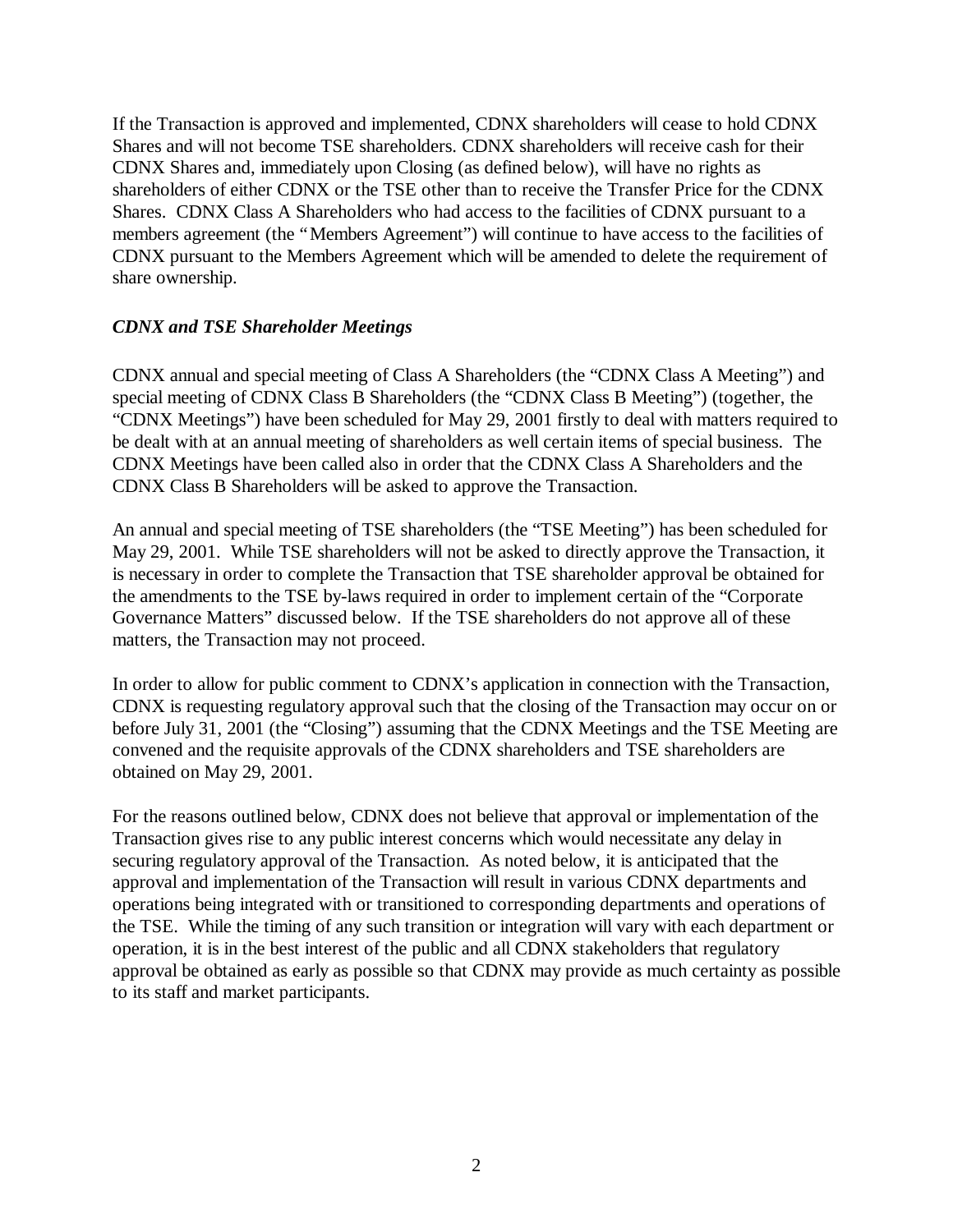If the Transaction is approved and implemented, CDNX shareholders will cease to hold CDNX Shares and will not become TSE shareholders. CDNX shareholders will receive cash for their CDNX Shares and, immediately upon Closing (as defined below), will have no rights as shareholders of either CDNX or the TSE other than to receive the Transfer Price for the CDNX Shares. CDNX Class A Shareholders who had access to the facilities of CDNX pursuant to a members agreement (the "Members Agreement") will continue to have access to the facilities of CDNX pursuant to the Members Agreement which will be amended to delete the requirement of share ownership.

### *CDNX and TSE Shareholder Meetings*

CDNX annual and special meeting of Class A Shareholders (the "CDNX Class A Meeting") and special meeting of CDNX Class B Shareholders (the "CDNX Class B Meeting") (together, the "CDNX Meetings") have been scheduled for May 29, 2001 firstly to deal with matters required to be dealt with at an annual meeting of shareholders as well certain items of special business. The CDNX Meetings have been called also in order that the CDNX Class A Shareholders and the CDNX Class B Shareholders will be asked to approve the Transaction.

An annual and special meeting of TSE shareholders (the "TSE Meeting") has been scheduled for May 29, 2001. While TSE shareholders will not be asked to directly approve the Transaction, it is necessary in order to complete the Transaction that TSE shareholder approval be obtained for the amendments to the TSE by-laws required in order to implement certain of the "Corporate Governance Matters" discussed below. If the TSE shareholders do not approve all of these matters, the Transaction may not proceed.

In order to allow for public comment to CDNX's application in connection with the Transaction, CDNX is requesting regulatory approval such that the closing of the Transaction may occur on or before July 31, 2001 (the "Closing") assuming that the CDNX Meetings and the TSE Meeting are convened and the requisite approvals of the CDNX shareholders and TSE shareholders are obtained on May 29, 2001.

For the reasons outlined below, CDNX does not believe that approval or implementation of the Transaction gives rise to any public interest concerns which would necessitate any delay in securing regulatory approval of the Transaction. As noted below, it is anticipated that the approval and implementation of the Transaction will result in various CDNX departments and operations being integrated with or transitioned to corresponding departments and operations of the TSE. While the timing of any such transition or integration will vary with each department or operation, it is in the best interest of the public and all CDNX stakeholders that regulatory approval be obtained as early as possible so that CDNX may provide as much certainty as possible to its staff and market participants.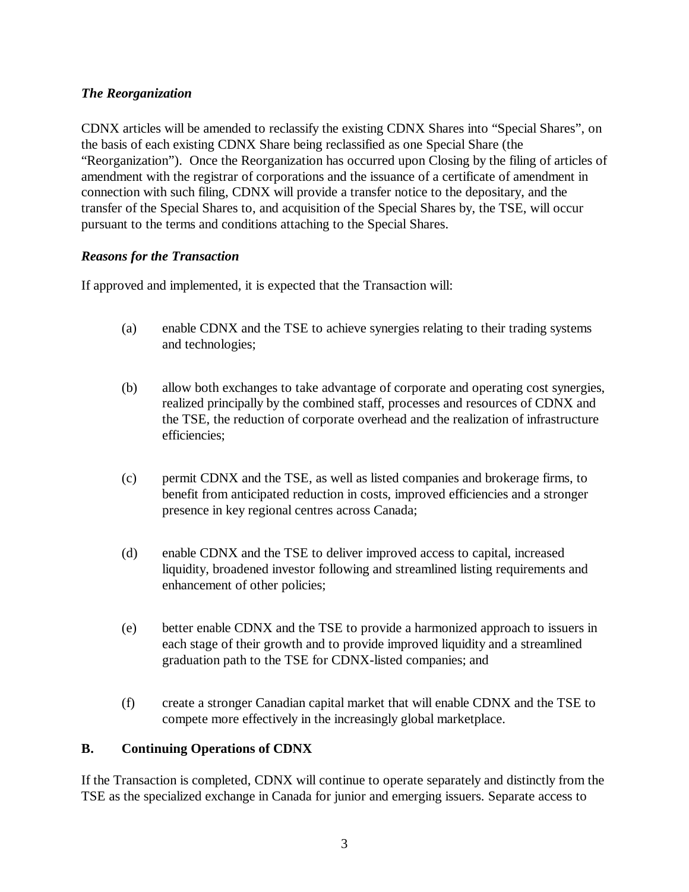### *The Reorganization*

CDNX articles will be amended to reclassify the existing CDNX Shares into "Special Shares", on the basis of each existing CDNX Share being reclassified as one Special Share (the "Reorganization"). Once the Reorganization has occurred upon Closing by the filing of articles of amendment with the registrar of corporations and the issuance of a certificate of amendment in connection with such filing, CDNX will provide a transfer notice to the depositary, and the transfer of the Special Shares to, and acquisition of the Special Shares by, the TSE, will occur pursuant to the terms and conditions attaching to the Special Shares.

### *Reasons for the Transaction*

If approved and implemented, it is expected that the Transaction will:

(a) enable CDNX and the TSE to achieve synergies relating to their trading systems and technologies;

(b) allow both exchanges to take advantage of corporate and operating cost synergies, realized principally by the combined staff, processes and resources of CDNX and the TSE, the reduction of corporate overhead and the realization of infrastructure efficiencies;

(c) permit CDNX and the TSE, as well as listed companies and brokerage firms, to benefit from anticipated reduction in costs, improved efficiencies and a stronger presence in key regional centres across Canada;

(d) enable CDNX and the TSE to deliver improved access to capital, increased liquidity, broadened investor following and streamlined listing requirements and enhancement of other policies;

(e) better enable CDNX and the TSE to provide a harmonized approach to issuers in each stage of their growth and to provide improved liquidity and a streamlined graduation path to the TSE for CDNX-listed companies; and

(f) create a stronger Canadian capital market that will enable CDNX and the TSE to compete more effectively in the increasingly global marketplace.

## B. Continuing Operations of CDNX

If the Transaction is completed, CDNX will continue to operate separately and distinctly from the TSE as the specialized exchange in Canada for junior and emerging issuers. Separate access to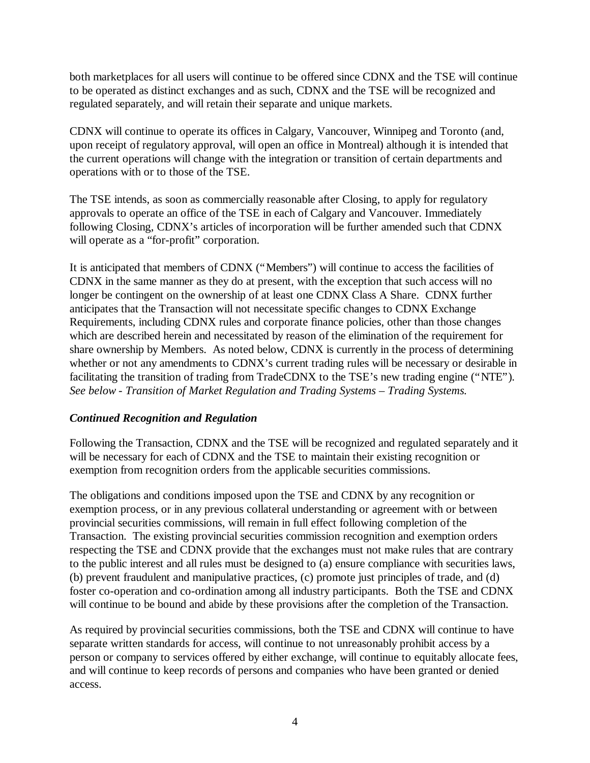both marketplaces for all users will continue to be offered since CDNX and the TSE will continue to be operated as distinct exchanges and as such, CDNX and the TSE will be recognized and regulated separately, and will retain their separate and unique markets.

CDNX will continue to operate its offices in Calgary, Vancouver, Winnipeg and Toronto (and, upon receipt of regulatory approval, will open an office in Montreal) although it is intended that the current operations will change with the integration or transition of certain departments and operations with or to those of the TSE.

The TSE intends, as soon as commercially reasonable after Closing, to apply for regulatory approvals to operate an office of the TSE in each of Calgary and Vancouver. Immediately following Closing, CDNX's articles of incorporation will be further amended such that CDNX will operate as a "for-profit" corporation.

It is anticipated that members of CDNX ("Members") will continue to access the facilities of CDNX in the same manner as they do at present, with the exception that such access will no longer be contingent on the ownership of at least one CDNX Class A Share. CDNX further anticipates that the Transaction will not necessitate specific changes to CDNX Exchange Requirements, including CDNX rules and corporate finance policies, other than those changes which are described herein and necessitated by reason of the elimination of the requirement for share ownership by Members. As noted below, CDNX is currently in the process of determining whether or not any amendments to CDNX's current trading rules will be necessary or desirable in facilitating the transition of trading from TradeCDNX to the TSE's new trading engine ("NTE"). *See below - Transition of Market Regulation and Trading Systems – Trading Systems.*

### *Continued Recognition and Regulation*

Following the Transaction, CDNX and the TSE will be recognized and regulated separately and it will be necessary for each of CDNX and the TSE to maintain their existing recognition or exemption from recognition orders from the applicable securities commissions.

The obligations and conditions imposed upon the TSE and CDNX by any recognition or exemption process, or in any previous collateral understanding or agreement with or between provincial securities commissions, will remain in full effect following completion of the Transaction. The existing provincial securities commission recognition and exemption orders respecting the TSE and CDNX provide that the exchanges must not make rules that are contrary to the public interest and all rules must be designed to (a) ensure compliance with securities laws, (b) prevent fraudulent and manipulative practices, (c) promote just principles of trade, and (d) foster co-operation and co-ordination among all industry participants. Both the TSE and CDNX will continue to be bound and abide by these provisions after the completion of the Transaction.

As required by provincial securities commissions, both the TSE and CDNX will continue to have separate written standards for access, will continue to not unreasonably prohibit access by a person or company to services offered by either exchange, will continue to equitably allocate fees, and will continue to keep records of persons and companies who have been granted or denied access.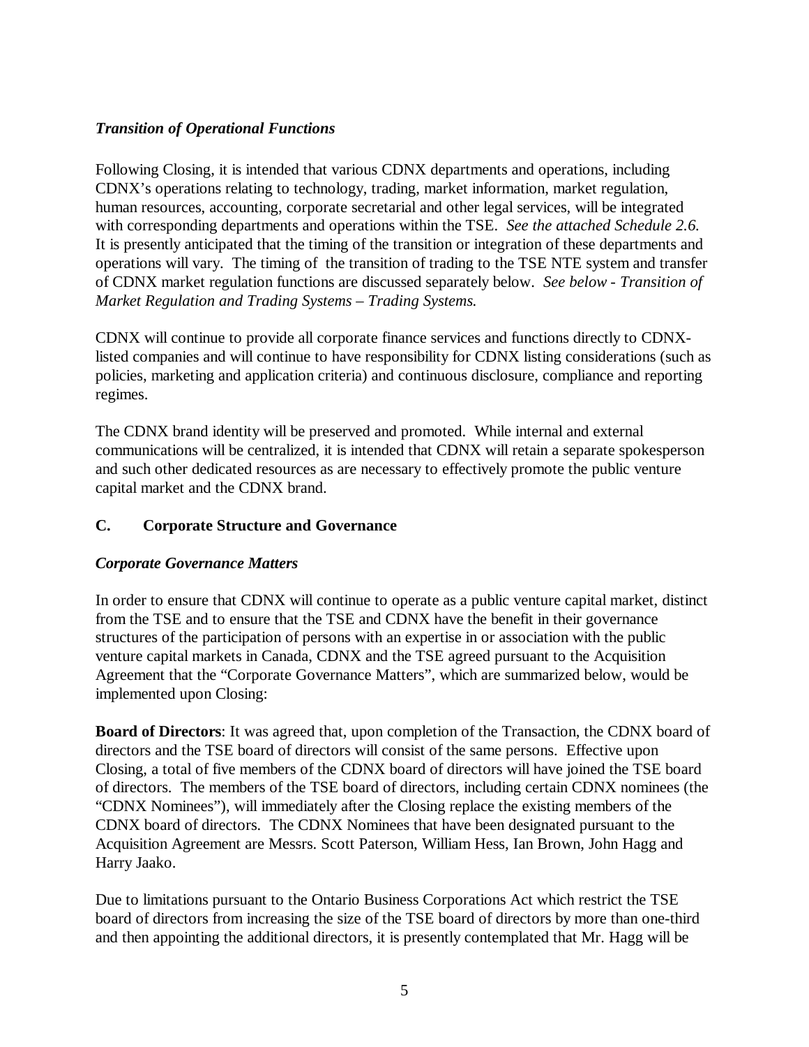### *Transition of Operational Functions*

Following Closing, it is intended that various CDNX departments and operations, including CDNX's operations relating to technology, trading, market information, market regulation, human resources, accounting, corporate secretarial and other legal services, will be integrated with corresponding departments and operations within the TSE. *See the attached Schedule 2.6.* It is presently anticipated that the timing of the transition or integration of these departments and operations will vary. The timing of the transition of trading to the TSE NTE system and transfer of CDNX market regulation functions are discussed separately below. *See below - Transition of Market Regulation and Trading Systems – Trading Systems.*

CDNX will continue to provide all corporate finance services and functions directly to CDNX-listed companies and will continue to have responsibility for CDNX listing considerations (such as policies, marketing and application criteria) and continuous disclosure, compliance and reporting regimes.

The CDNX brand identity will be preserved and promoted. While internal and external communications will be centralized, it is intended that CDNX will retain a separate spokesperson and such other dedicated resources as are necessary to effectively promote the public venture capital market and the CDNX brand.

## C. Corporate Structure and Governance

### *Corporate Governance Matters*

In order to ensure that CDNX will continue to operate as a public venture capital market, distinct from the TSE and to ensure that the TSE and CDNX have the benefit in their governance structures of the participation of persons with an expertise in or association with the public venture capital markets in Canada, CDNX and the TSE agreed pursuant to the Acquisition Agreement that the "Corporate Governance Matters", which are summarized below, would be implemented upon Closing:

**Board of Directors**: It was agreed that, upon completion of the Transaction, the CDNX board of directors and the TSE board of directors will consist of the same persons. Effective upon Closing, a total of five members of the CDNX board of directors will have joined the TSE board of directors. The members of the TSE board of directors, including certain CDNX nominees (the "CDNX Nominees"), will immediately after the Closing replace the existing members of the CDNX board of directors. The CDNX Nominees that have been designated pursuant to the Acquisition Agreement are Messrs. Scott Paterson, William Hess, Ian Brown, John Hagg and Harry Jaako.

Due to limitations pursuant to the Ontario Business Corporations Act which restrict the TSE board of directors from increasing the size of the TSE board of directors by more than one-third and then appointing the additional directors, it is presently contemplated that Mr. Hagg will be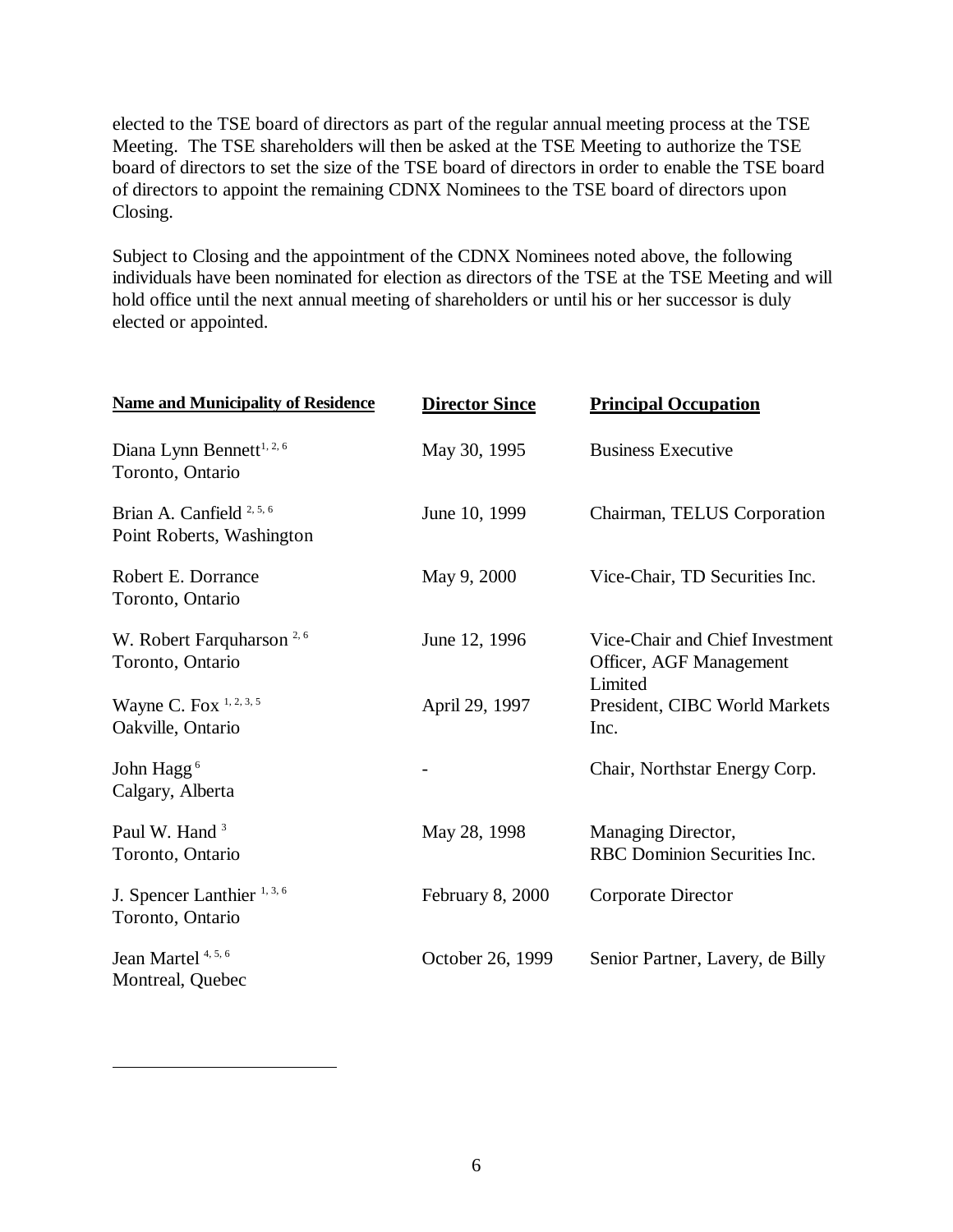elected to the TSE board of directors as part of the regular annual meeting process at the TSE Meeting. The TSE shareholders will then be asked at the TSE Meeting to authorize the TSE board of directors to set the size of the TSE board of directors in order to enable the TSE board of directors to appoint the remaining CDNX Nominees to the TSE board of directors upon Closing.

Subject to Closing and the appointment of the CDNX Nominees noted above, the following individuals have been nominated for election as directors of the TSE at the TSE Meeting and will hold office until the next annual meeting of shareholders or until his or her successor is duly elected or appointed.

| **Name and Municipality of Residence** | **Director Since** | **Principal Occupation** |
|---|---|---|
| Diana Lynn Bennett[1, 2, 6]<br>Toronto, Ontario | May 30, 1995 | Business Executive |
| Brian A. Canfield [2, 5, 6]<br>Point Roberts, Washington | June 10, 1999 | Chairman, TELUS Corporation |
| Robert E. Dorrance<br>Toronto, Ontario | May 9, 2000 | Vice-Chair, TD Securities Inc. |
| W. Robert Farquharson [2, 6]<br>Toronto, Ontario | June 12, 1996 | Vice-Chair and Chief Investment Officer, AGF Management Limited |
| Wayne C. Fox [1, 2, 3, 5]<br>Oakville, Ontario | April 29, 1997 | President, CIBC World Markets Inc. |
| John Hagg [6]<br>Calgary, Alberta | - | Chair, Northstar Energy Corp. |
| Paul W. Hand [3]<br>Toronto, Ontario | May 28, 1998 | Managing Director, RBC Dominion Securities Inc. |
| J. Spencer Lanthier [1, 3, 6]<br>Toronto, Ontario | February 8, 2000 | Corporate Director |
| Jean Martel [4, 5, 6]<br>Montreal, Quebec | October 26, 1999 | Senior Partner, Lavery, de Billy |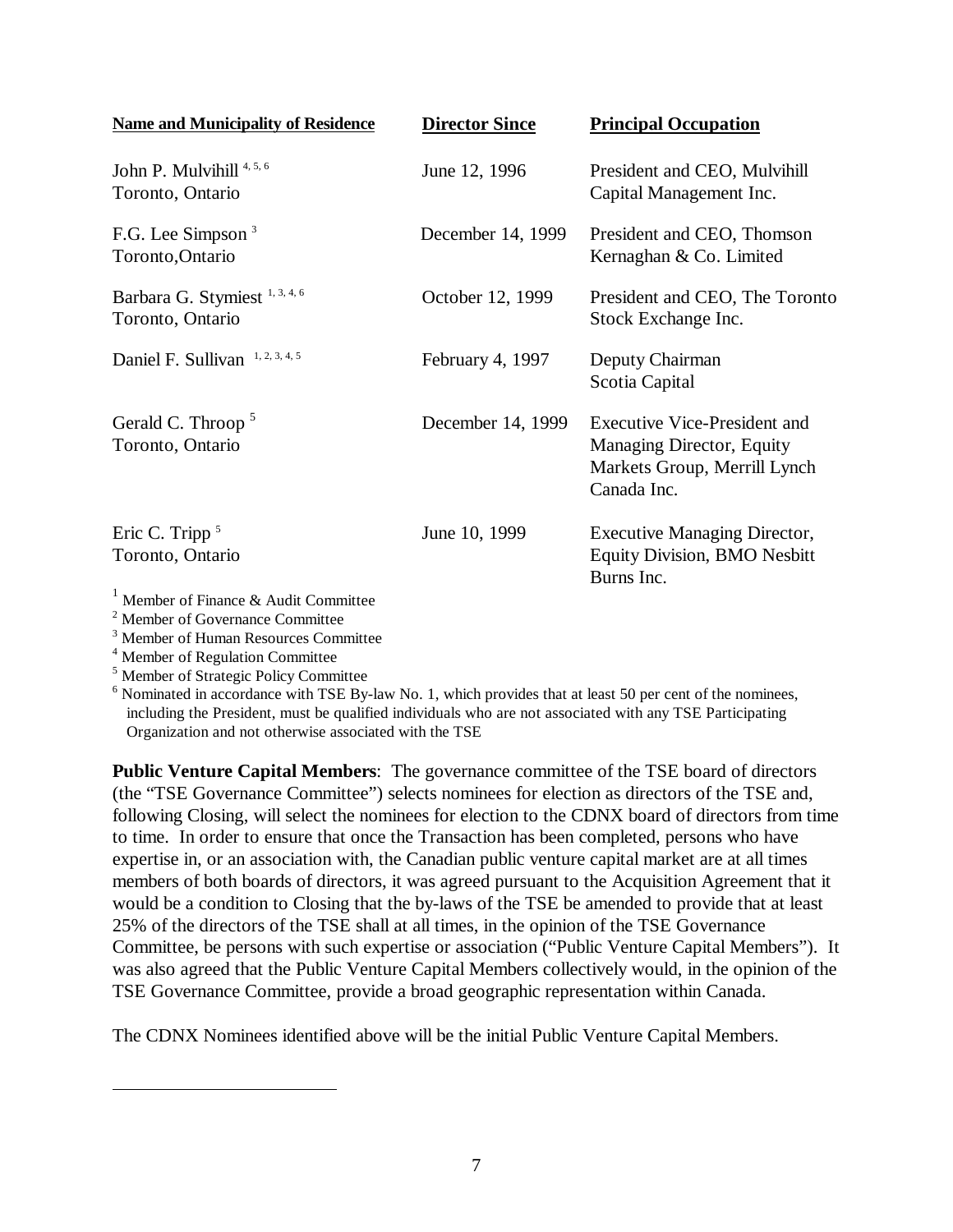| Name and Municipality of Residence | Director Since | Principal Occupation |
| --- | --- | --- |
| John P. Mulvihill [4, 5, 6]<br>Toronto, Ontario | June 12, 1996 | President and CEO, Mulvihill Capital Management Inc. |
| F.G. Lee Simpson [3]<br>Toronto,Ontario | December 14, 1999 | President and CEO, Thomson Kernaghan & Co. Limited |
| Barbara G. Stymiest [1, 3, 4, 6]<br>Toronto, Ontario | October 12, 1999 | President and CEO, The Toronto Stock Exchange Inc. |
| Daniel F. Sullivan [1, 2, 3, 4, 5] | February 4, 1997 | Deputy Chairman<br>Scotia Capital |
| Gerald C. Throop [5]<br>Toronto, Ontario | December 14, 1999 | Executive Vice-President and Managing Director, Equity Markets Group, Merrill Lynch Canada Inc. |
| Eric C. Tripp [5]<br>Toronto, Ontario | June 10, 1999 | Executive Managing Director, Equity Division, BMO Nesbitt Burns Inc. |

[1] Member of Finance & Audit Committee
[2] Member of Governance Committee
[3] Member of Human Resources Committee
[4] Member of Regulation Committee
[5] Member of Strategic Policy Committee
[6] Nominated in accordance with TSE By-law No. 1, which provides that at least 50 per cent of the nominees, including the President, must be qualified individuals who are not associated with any TSE Participating Organization and not otherwise associated with the TSE

**Public Venture Capital Members**: The governance committee of the TSE board of directors (the "TSE Governance Committee") selects nominees for election as directors of the TSE and, following Closing, will select the nominees for election to the CDNX board of directors from time to time. In order to ensure that once the Transaction has been completed, persons who have expertise in, or an association with, the Canadian public venture capital market are at all times members of both boards of directors, it was agreed pursuant to the Acquisition Agreement that it would be a condition to Closing that the by-laws of the TSE be amended to provide that at least 25% of the directors of the TSE shall at all times, in the opinion of the TSE Governance Committee, be persons with such expertise or association ("Public Venture Capital Members"). It was also agreed that the Public Venture Capital Members collectively would, in the opinion of the TSE Governance Committee, provide a broad geographic representation within Canada.

The CDNX Nominees identified above will be the initial Public Venture Capital Members.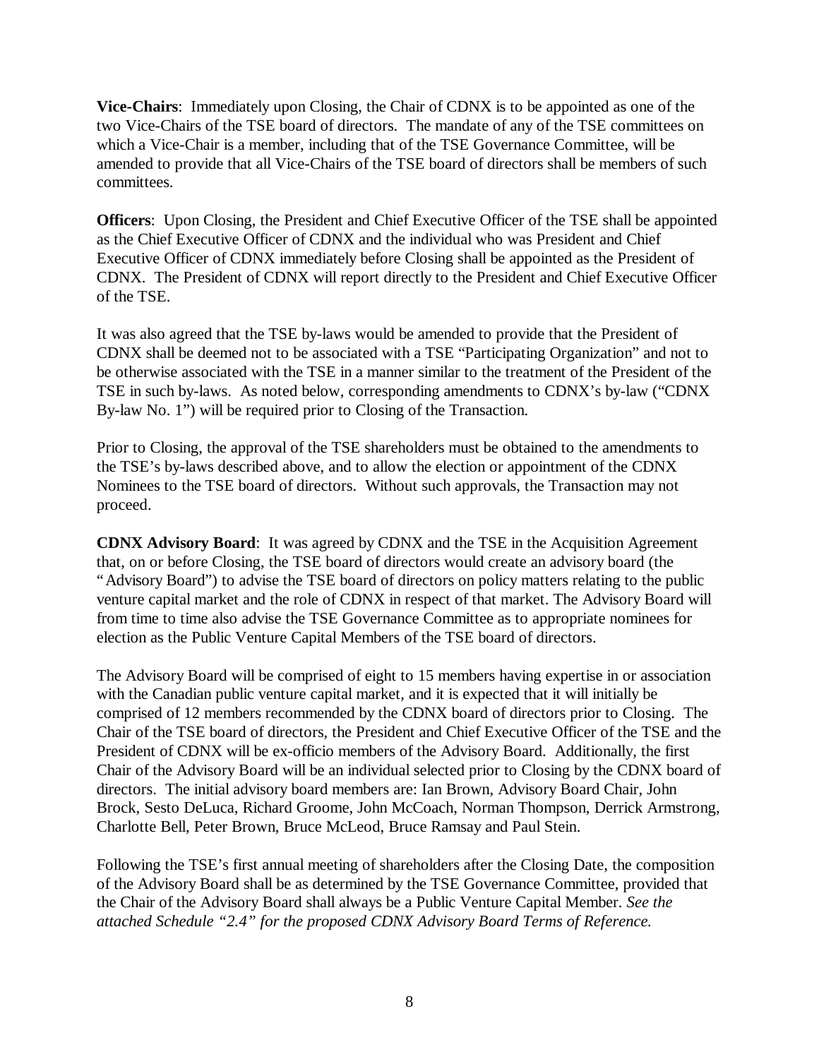**Vice-Chairs**: Immediately upon Closing, the Chair of CDNX is to be appointed as one of the two Vice-Chairs of the TSE board of directors. The mandate of any of the TSE committees on which a Vice-Chair is a member, including that of the TSE Governance Committee, will be amended to provide that all Vice-Chairs of the TSE board of directors shall be members of such committees.

**Officers**: Upon Closing, the President and Chief Executive Officer of the TSE shall be appointed as the Chief Executive Officer of CDNX and the individual who was President and Chief Executive Officer of CDNX immediately before Closing shall be appointed as the President of CDNX. The President of CDNX will report directly to the President and Chief Executive Officer of the TSE.

It was also agreed that the TSE by-laws would be amended to provide that the President of CDNX shall be deemed not to be associated with a TSE "Participating Organization" and not to be otherwise associated with the TSE in a manner similar to the treatment of the President of the TSE in such by-laws. As noted below, corresponding amendments to CDNX's by-law ("CDNX By-law No. 1") will be required prior to Closing of the Transaction.

Prior to Closing, the approval of the TSE shareholders must be obtained to the amendments to the TSE's by-laws described above, and to allow the election or appointment of the CDNX Nominees to the TSE board of directors. Without such approvals, the Transaction may not proceed.

**CDNX Advisory Board**: It was agreed by CDNX and the TSE in the Acquisition Agreement that, on or before Closing, the TSE board of directors would create an advisory board (the "Advisory Board") to advise the TSE board of directors on policy matters relating to the public venture capital market and the role of CDNX in respect of that market. The Advisory Board will from time to time also advise the TSE Governance Committee as to appropriate nominees for election as the Public Venture Capital Members of the TSE board of directors.

The Advisory Board will be comprised of eight to 15 members having expertise in or association with the Canadian public venture capital market, and it is expected that it will initially be comprised of 12 members recommended by the CDNX board of directors prior to Closing. The Chair of the TSE board of directors, the President and Chief Executive Officer of the TSE and the President of CDNX will be ex-officio members of the Advisory Board. Additionally, the first Chair of the Advisory Board will be an individual selected prior to Closing by the CDNX board of directors. The initial advisory board members are: Ian Brown, Advisory Board Chair, John Brock, Sesto DeLuca, Richard Groome, John McCoach, Norman Thompson, Derrick Armstrong, Charlotte Bell, Peter Brown, Bruce McLeod, Bruce Ramsay and Paul Stein.

Following the TSE's first annual meeting of shareholders after the Closing Date, the composition of the Advisory Board shall be as determined by the TSE Governance Committee, provided that the Chair of the Advisory Board shall always be a Public Venture Capital Member. *See the attached Schedule "2.4" for the proposed CDNX Advisory Board Terms of Reference.*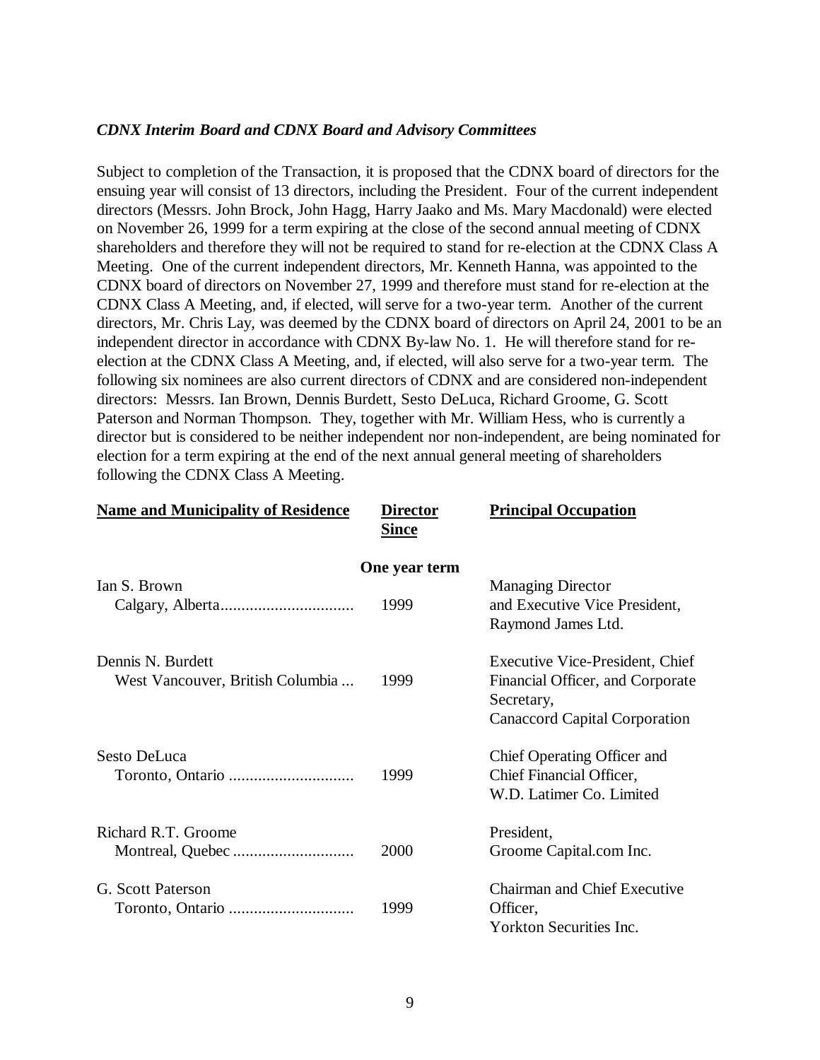***CDNX Interim Board and CDNX Board and Advisory Committees***

Subject to completion of the Transaction, it is proposed that the CDNX board of directors for the ensuing year will consist of 13 directors, including the President. Four of the current independent directors (Messrs. John Brock, John Hagg, Harry Jaako and Ms. Mary Macdonald) were elected on November 26, 1999 for a term expiring at the close of the second annual meeting of CDNX shareholders and therefore they will not be required to stand for re-election at the CDNX Class A Meeting. One of the current independent directors, Mr. Kenneth Hanna, was appointed to the CDNX board of directors on November 27, 1999 and therefore must stand for re-election at the CDNX Class A Meeting, and, if elected, will serve for a two-year term. Another of the current directors, Mr. Chris Lay, was deemed by the CDNX board of directors on April 24, 2001 to be an independent director in accordance with CDNX By-law No. 1. He will therefore stand for re-election at the CDNX Class A Meeting, and, if elected, will also serve for a two-year term. The following six nominees are also current directors of CDNX and are considered non-independent directors: Messrs. Ian Brown, Dennis Burdett, Sesto DeLuca, Richard Groome, G. Scott Paterson and Norman Thompson. They, together with Mr. William Hess, who is currently a director but is considered to be neither independent nor non-independent, are being nominated for election for a term expiring at the end of the next annual general meeting of shareholders following the CDNX Class A Meeting.

| Name and Municipality of Residence | Director Since | Principal Occupation |
|---|---|---|
| | **One year term** | |
| Ian S. Brown<br>Calgary, Alberta................................ | 1999 | Managing Director and Executive Vice President, Raymond James Ltd. |
| Dennis N. Burdett<br>West Vancouver, British Columbia ... | 1999 | Executive Vice-President, Chief Financial Officer, and Corporate Secretary, Canaccord Capital Corporation |
| Sesto DeLuca<br>Toronto, Ontario .............................. | 1999 | Chief Operating Officer and Chief Financial Officer, W.D. Latimer Co. Limited |
| Richard R.T. Groome<br>Montreal, Quebec ............................ | 2000 | President, Groome Capital.com Inc. |
| G. Scott Paterson<br>Toronto, Ontario .............................. | 1999 | Chairman and Chief Executive Officer, Yorkton Securities Inc. |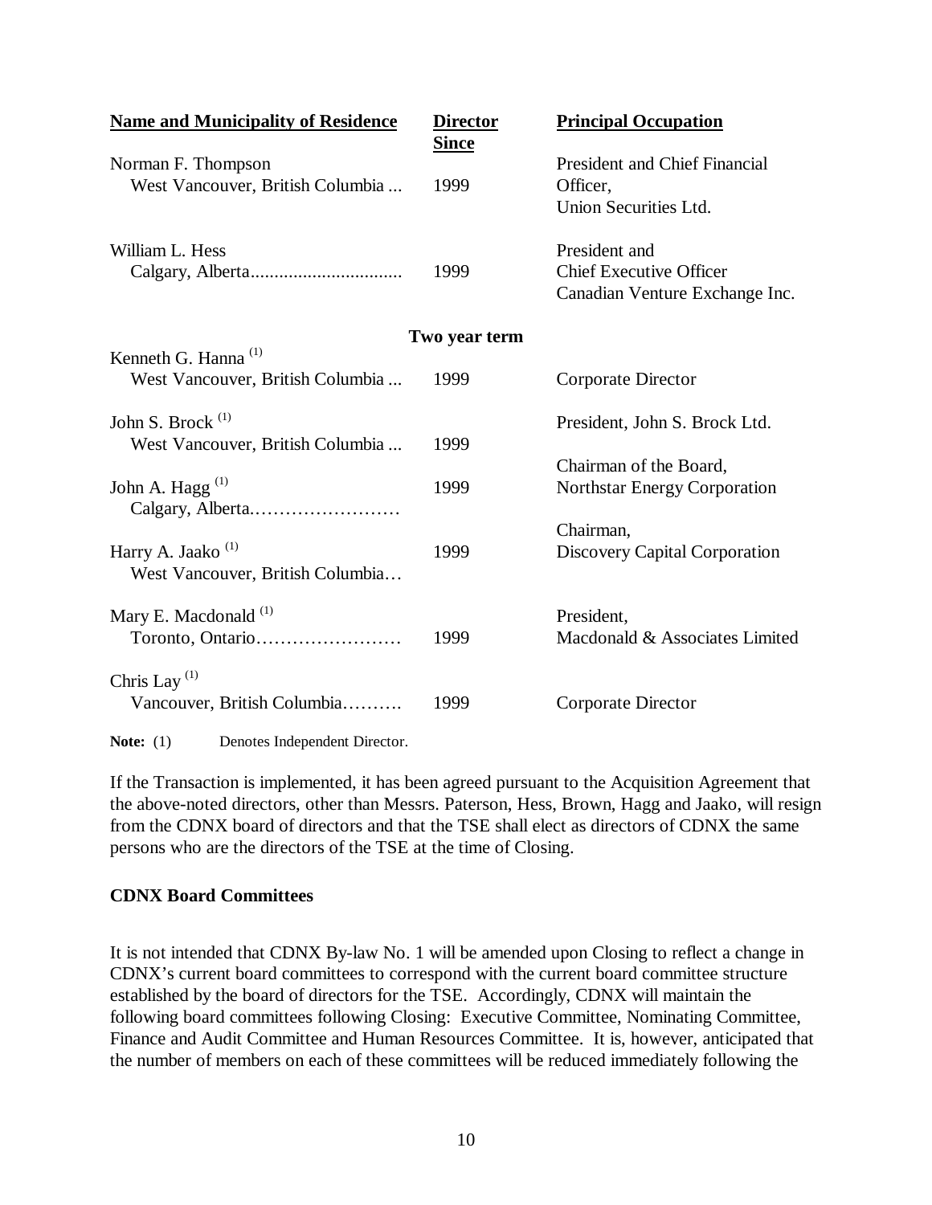| Name and Municipality of Residence | Director Since | Principal Occupation |
|---|---|---|
| Norman F. Thompson<br>West Vancouver, British Columbia ... | 1999 | President and Chief Financial Officer,<br>Union Securities Ltd. |
| William L. Hess<br>Calgary, Alberta................................ | 1999 | President and<br>Chief Executive Officer<br>Canadian Venture Exchange Inc. |
| | **Two year term** | |
| Kenneth G. Hanna (1)<br>West Vancouver, British Columbia ... | 1999 | Corporate Director |
| John S. Brock (1)<br>West Vancouver, British Columbia ... | 1999 | President, John S. Brock Ltd. |
| John A. Hagg (1)<br>Calgary, Alberta……………………… | 1999 | Chairman of the Board,<br>Northstar Energy Corporation |
| Harry A. Jaako (1)<br>West Vancouver, British Columbia… | 1999 | Chairman,<br>Discovery Capital Corporation |
| Mary E. Macdonald (1)<br>Toronto, Ontario…………………… | 1999 | President,<br>Macdonald & Associates Limited |
| Chris Lay (1)<br>Vancouver, British Columbia………. | 1999 | Corporate Director |

**Note:** (1) Denotes Independent Director.

If the Transaction is implemented, it has been agreed pursuant to the Acquisition Agreement that the above-noted directors, other than Messrs. Paterson, Hess, Brown, Hagg and Jaako, will resign from the CDNX board of directors and that the TSE shall elect as directors of CDNX the same persons who are the directors of the TSE at the time of Closing.

**CDNX Board Committees**

It is not intended that CDNX By-law No. 1 will be amended upon Closing to reflect a change in CDNX's current board committees to correspond with the current board committee structure established by the board of directors for the TSE. Accordingly, CDNX will maintain the following board committees following Closing: Executive Committee, Nominating Committee, Finance and Audit Committee and Human Resources Committee. It is, however, anticipated that the number of members on each of these committees will be reduced immediately following the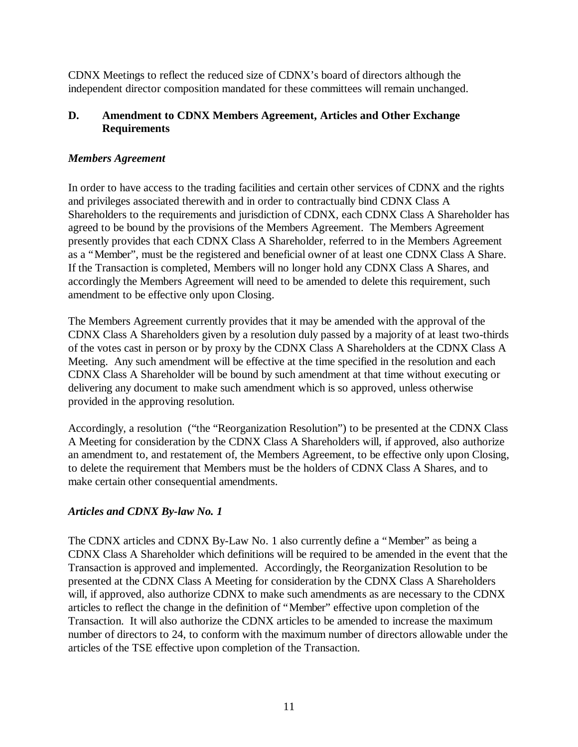CDNX Meetings to reflect the reduced size of CDNX's board of directors although the independent director composition mandated for these committees will remain unchanged.

## D. Amendment to CDNX Members Agreement, Articles and Other Exchange Requirements

### *Members Agreement*

In order to have access to the trading facilities and certain other services of CDNX and the rights and privileges associated therewith and in order to contractually bind CDNX Class A Shareholders to the requirements and jurisdiction of CDNX, each CDNX Class A Shareholder has agreed to be bound by the provisions of the Members Agreement. The Members Agreement presently provides that each CDNX Class A Shareholder, referred to in the Members Agreement as a "Member", must be the registered and beneficial owner of at least one CDNX Class A Share. If the Transaction is completed, Members will no longer hold any CDNX Class A Shares, and accordingly the Members Agreement will need to be amended to delete this requirement, such amendment to be effective only upon Closing.

The Members Agreement currently provides that it may be amended with the approval of the CDNX Class A Shareholders given by a resolution duly passed by a majority of at least two-thirds of the votes cast in person or by proxy by the CDNX Class A Shareholders at the CDNX Class A Meeting. Any such amendment will be effective at the time specified in the resolution and each CDNX Class A Shareholder will be bound by such amendment at that time without executing or delivering any document to make such amendment which is so approved, unless otherwise provided in the approving resolution.

Accordingly, a resolution ("the "Reorganization Resolution") to be presented at the CDNX Class A Meeting for consideration by the CDNX Class A Shareholders will, if approved, also authorize an amendment to, and restatement of, the Members Agreement, to be effective only upon Closing, to delete the requirement that Members must be the holders of CDNX Class A Shares, and to make certain other consequential amendments.

### *Articles and CDNX By-law No. 1*

The CDNX articles and CDNX By-Law No. 1 also currently define a "Member" as being a CDNX Class A Shareholder which definitions will be required to be amended in the event that the Transaction is approved and implemented. Accordingly, the Reorganization Resolution to be presented at the CDNX Class A Meeting for consideration by the CDNX Class A Shareholders will, if approved, also authorize CDNX to make such amendments as are necessary to the CDNX articles to reflect the change in the definition of "Member" effective upon completion of the Transaction. It will also authorize the CDNX articles to be amended to increase the maximum number of directors to 24, to conform with the maximum number of directors allowable under the articles of the TSE effective upon completion of the Transaction.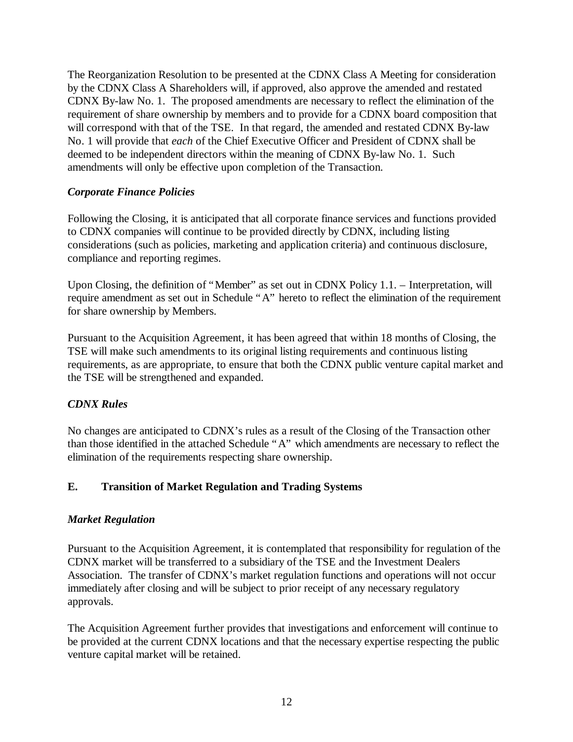The Reorganization Resolution to be presented at the CDNX Class A Meeting for consideration by the CDNX Class A Shareholders will, if approved, also approve the amended and restated CDNX By-law No. 1. The proposed amendments are necessary to reflect the elimination of the requirement of share ownership by members and to provide for a CDNX board composition that will correspond with that of the TSE. In that regard, the amended and restated CDNX By-law No. 1 will provide that *each* of the Chief Executive Officer and President of CDNX shall be deemed to be independent directors within the meaning of CDNX By-law No. 1. Such amendments will only be effective upon completion of the Transaction.

### *Corporate Finance Policies*

Following the Closing, it is anticipated that all corporate finance services and functions provided to CDNX companies will continue to be provided directly by CDNX, including listing considerations (such as policies, marketing and application criteria) and continuous disclosure, compliance and reporting regimes.

Upon Closing, the definition of "Member" as set out in CDNX Policy 1.1. – Interpretation, will require amendment as set out in Schedule "A" hereto to reflect the elimination of the requirement for share ownership by Members.

Pursuant to the Acquisition Agreement, it has been agreed that within 18 months of Closing, the TSE will make such amendments to its original listing requirements and continuous listing requirements, as are appropriate, to ensure that both the CDNX public venture capital market and the TSE will be strengthened and expanded.

### *CDNX Rules*

No changes are anticipated to CDNX's rules as a result of the Closing of the Transaction other than those identified in the attached Schedule "A" which amendments are necessary to reflect the elimination of the requirements respecting share ownership.

## E. Transition of Market Regulation and Trading Systems

### *Market Regulation*

Pursuant to the Acquisition Agreement, it is contemplated that responsibility for regulation of the CDNX market will be transferred to a subsidiary of the TSE and the Investment Dealers Association. The transfer of CDNX's market regulation functions and operations will not occur immediately after closing and will be subject to prior receipt of any necessary regulatory approvals.

The Acquisition Agreement further provides that investigations and enforcement will continue to be provided at the current CDNX locations and that the necessary expertise respecting the public venture capital market will be retained.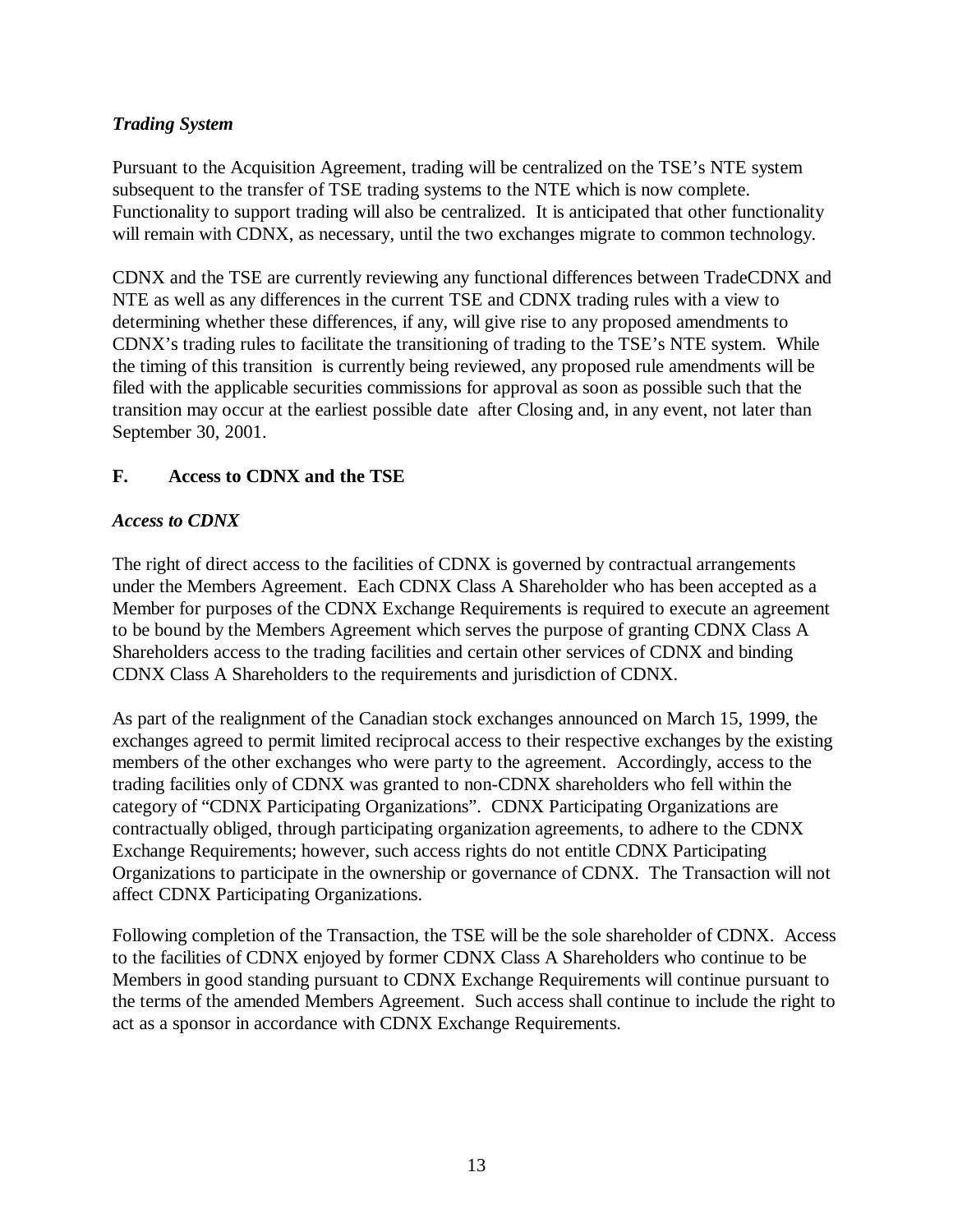### *Trading System*

Pursuant to the Acquisition Agreement, trading will be centralized on the TSE's NTE system subsequent to the transfer of TSE trading systems to the NTE which is now complete. Functionality to support trading will also be centralized. It is anticipated that other functionality will remain with CDNX, as necessary, until the two exchanges migrate to common technology.

CDNX and the TSE are currently reviewing any functional differences between TradeCDNX and NTE as well as any differences in the current TSE and CDNX trading rules with a view to determining whether these differences, if any, will give rise to any proposed amendments to CDNX's trading rules to facilitate the transitioning of trading to the TSE's NTE system. While the timing of this transition is currently being reviewed, any proposed rule amendments will be filed with the applicable securities commissions for approval as soon as possible such that the transition may occur at the earliest possible date after Closing and, in any event, not later than September 30, 2001.

## F. Access to CDNX and the TSE

### *Access to CDNX*

The right of direct access to the facilities of CDNX is governed by contractual arrangements under the Members Agreement. Each CDNX Class A Shareholder who has been accepted as a Member for purposes of the CDNX Exchange Requirements is required to execute an agreement to be bound by the Members Agreement which serves the purpose of granting CDNX Class A Shareholders access to the trading facilities and certain other services of CDNX and binding CDNX Class A Shareholders to the requirements and jurisdiction of CDNX.

As part of the realignment of the Canadian stock exchanges announced on March 15, 1999, the exchanges agreed to permit limited reciprocal access to their respective exchanges by the existing members of the other exchanges who were party to the agreement. Accordingly, access to the trading facilities only of CDNX was granted to non-CDNX shareholders who fell within the category of "CDNX Participating Organizations". CDNX Participating Organizations are contractually obliged, through participating organization agreements, to adhere to the CDNX Exchange Requirements; however, such access rights do not entitle CDNX Participating Organizations to participate in the ownership or governance of CDNX. The Transaction will not affect CDNX Participating Organizations.

Following completion of the Transaction, the TSE will be the sole shareholder of CDNX. Access to the facilities of CDNX enjoyed by former CDNX Class A Shareholders who continue to be Members in good standing pursuant to CDNX Exchange Requirements will continue pursuant to the terms of the amended Members Agreement. Such access shall continue to include the right to act as a sponsor in accordance with CDNX Exchange Requirements.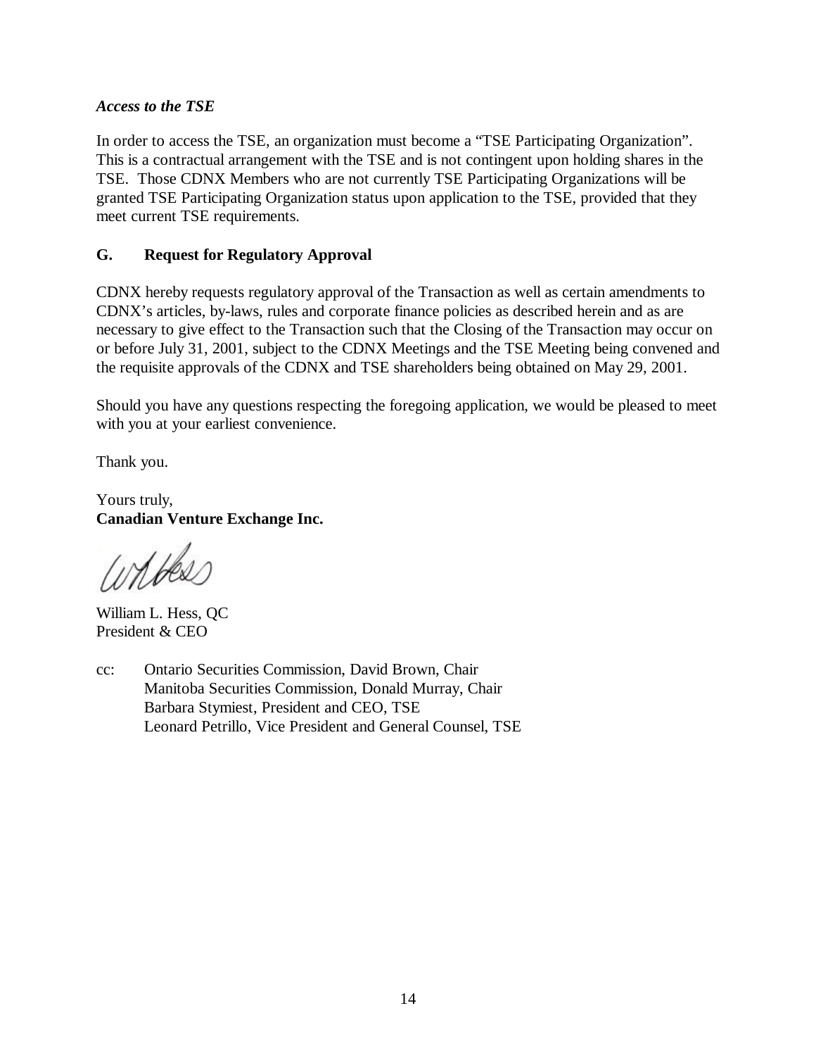*Access to the TSE*

In order to access the TSE, an organization must become a "TSE Participating Organization". This is a contractual arrangement with the TSE and is not contingent upon holding shares in the TSE. Those CDNX Members who are not currently TSE Participating Organizations will be granted TSE Participating Organization status upon application to the TSE, provided that they meet current TSE requirements.

## G. Request for Regulatory Approval

CDNX hereby requests regulatory approval of the Transaction as well as certain amendments to CDNX's articles, by-laws, rules and corporate finance policies as described herein and as are necessary to give effect to the Transaction such that the Closing of the Transaction may occur on or before July 31, 2001, subject to the CDNX Meetings and the TSE Meeting being convened and the requisite approvals of the CDNX and TSE shareholders being obtained on May 29, 2001.

Should you have any questions respecting the foregoing application, we would be pleased to meet with you at your earliest convenience.

Thank you.

Yours truly,
**Canadian Venture Exchange Inc.**

William L. Hess, QC
President & CEO

cc: Ontario Securities Commission, David Brown, Chair
Manitoba Securities Commission, Donald Murray, Chair
Barbara Stymiest, President and CEO, TSE
Leonard Petrillo, Vice President and General Counsel, TSE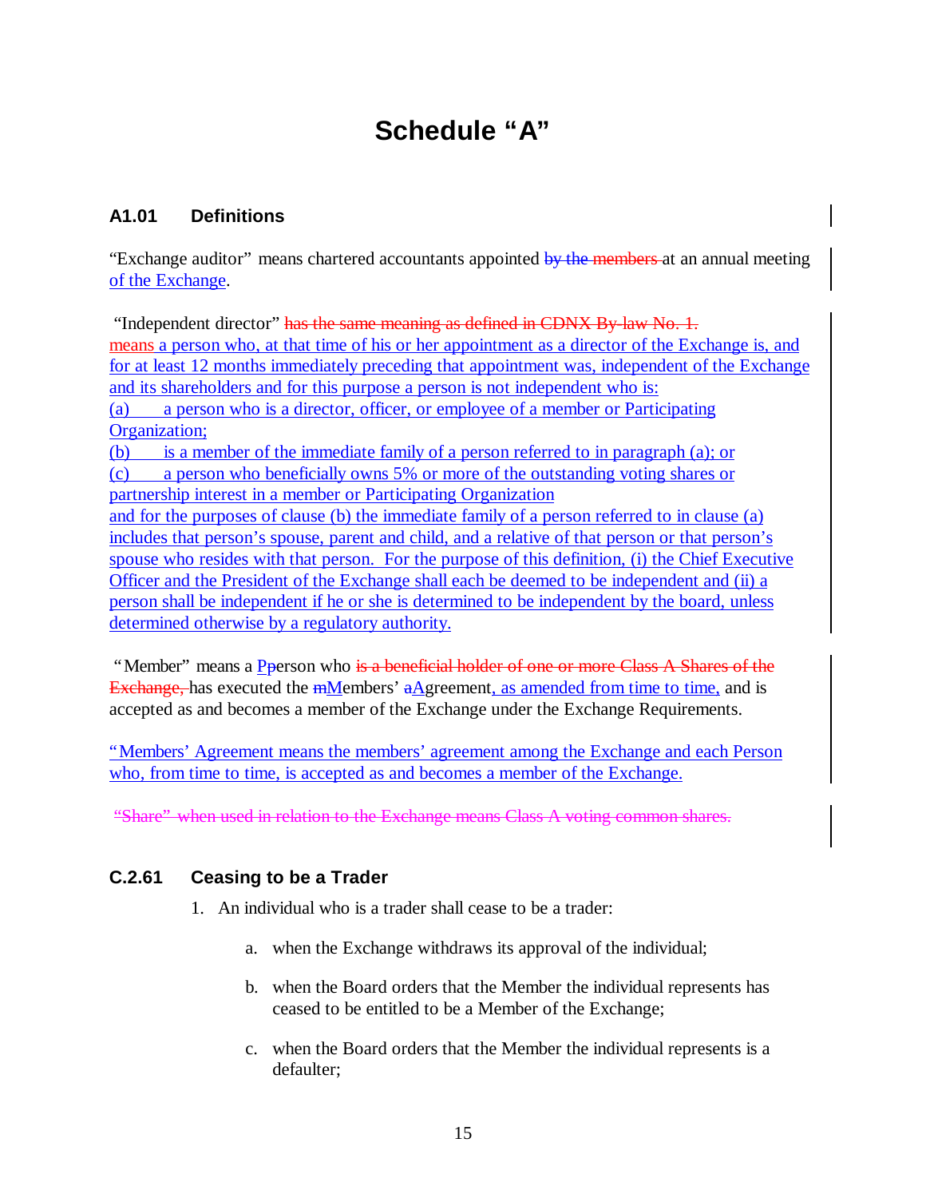# Schedule "A"

## A1.01 Definitions

"Exchange auditor" means chartered accountants appointed ~~by the members~~ at an annual meeting of the Exchange.

"Independent director" ~~has the same meaning as defined in CDNX By-law No. 1.~~
means a person who, at that time of his or her appointment as a director of the Exchange is, and for at least 12 months immediately preceding that appointment was, independent of the Exchange and its shareholders and for this purpose a person is not independent who is:
(a) a person who is a director, officer, or employee of a member or Participating Organization;
(b) is a member of the immediate family of a person referred to in paragraph (a); or
(c) a person who beneficially owns 5% or more of the outstanding voting shares or partnership interest in a member or Participating Organization
and for the purposes of clause (b) the immediate family of a person referred to in clause (a) includes that person's spouse, parent and child, and a relative of that person or that person's spouse who resides with that person. For the purpose of this definition, (i) the Chief Executive Officer and the President of the Exchange shall each be deemed to be independent and (ii) a person shall be independent if he or she is determined to be independent by the board, unless determined otherwise by a regulatory authority.

"Member" means a P~~p~~erson who ~~is a beneficial holder of one or more Class A Shares of the Exchange,~~ has executed the ~~m~~Members' ~~a~~Agreement, as amended from time to time, and is accepted as and becomes a member of the Exchange under the Exchange Requirements.

"Members' Agreement means the members' agreement among the Exchange and each Person who, from time to time, is accepted as and becomes a member of the Exchange.

~~"Share" when used in relation to the Exchange means Class A voting common shares.~~

## C.2.61 Ceasing to be a Trader

1. An individual who is a trader shall cease to be a trader:

   a. when the Exchange withdraws its approval of the individual;

   b. when the Board orders that the Member the individual represents has ceased to be entitled to be a Member of the Exchange;

   c. when the Board orders that the Member the individual represents is a defaulter;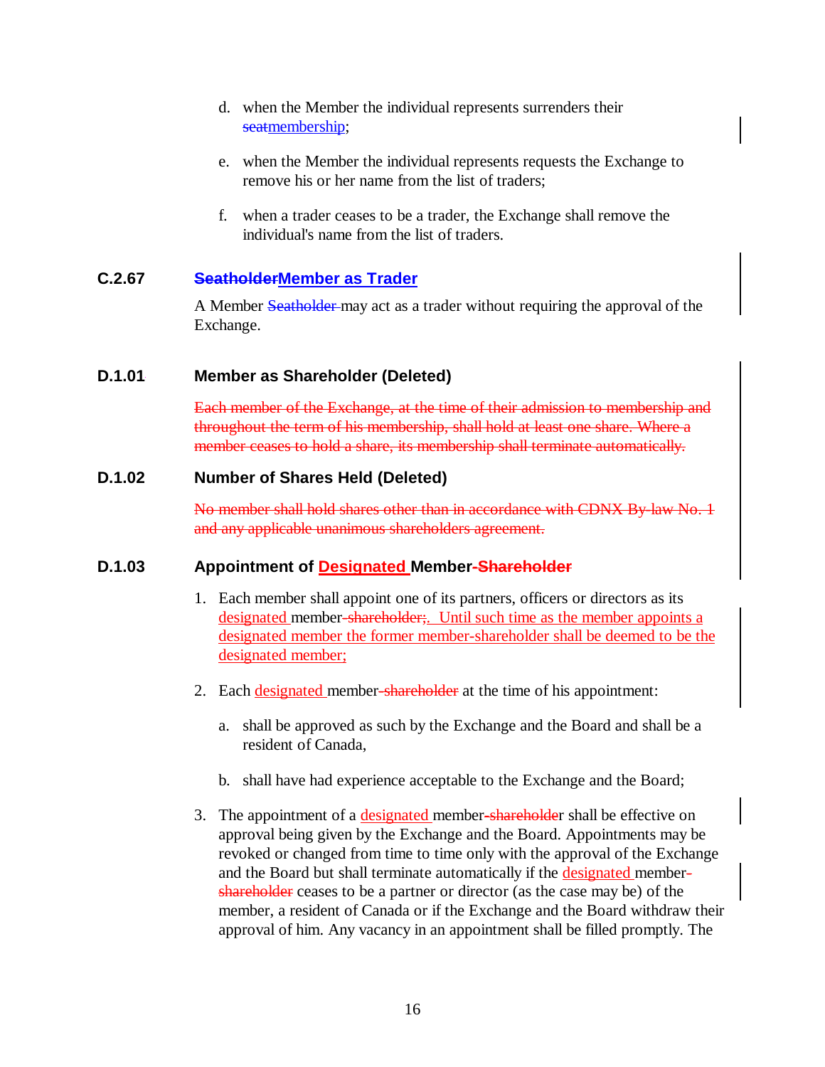d. when the Member the individual represents surrenders their ~~seat~~membership;

e. when the Member the individual represents requests the Exchange to remove his or her name from the list of traders;

f. when a trader ceases to be a trader, the Exchange shall remove the individual's name from the list of traders.

### C.2.67 ~~Seatholder~~Member as Trader

A Member ~~Seatholder~~ may act as a trader without requiring the approval of the Exchange.

### D.1.01 Member as Shareholder (Deleted)

~~Each member of the Exchange, at the time of their admission to membership and throughout the term of his membership, shall hold at least one share. Where a member ceases to hold a share, its membership shall terminate automatically.~~

### D.1.02 Number of Shares Held (Deleted)

~~No member shall hold shares other than in accordance with CDNX By-law No. 1 and any applicable unanimous shareholders agreement.~~

### D.1.03 Appointment of Designated Member~~-Shareholder~~

1. Each member shall appoint one of its partners, officers or directors as its designated member~~-shareholder;~~. Until such time as the member appoints a designated member the former member-shareholder shall be deemed to be the designated member;

2. Each designated member~~-shareholder~~ at the time of his appointment:

   a. shall be approved as such by the Exchange and the Board and shall be a resident of Canada,

   b. shall have had experience acceptable to the Exchange and the Board;

3. The appointment of a designated member~~-shareholder~~ shall be effective on approval being given by the Exchange and the Board. Appointments may be revoked or changed from time to time only with the approval of the Exchange and the Board but shall terminate automatically if the designated member~~-shareholder~~ ceases to be a partner or director (as the case may be) of the member, a resident of Canada or if the Exchange and the Board withdraw their approval of him. Any vacancy in an appointment shall be filled promptly. The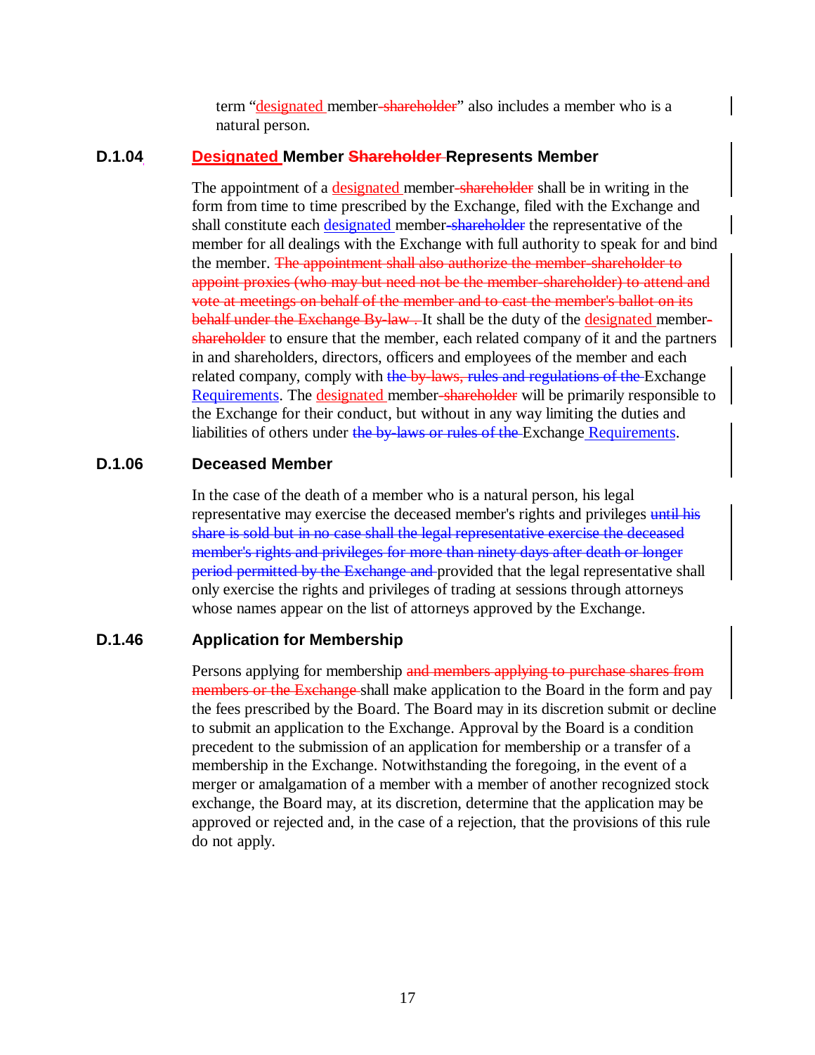term "designated member-shareholder" also includes a member who is a natural person.

### D.1.04 Designated Member Shareholder Represents Member

The appointment of a designated member-shareholder shall be in writing in the form from time to time prescribed by the Exchange, filed with the Exchange and shall constitute each designated member-shareholder the representative of the member for all dealings with the Exchange with full authority to speak for and bind the member. The appointment shall also authorize the member-shareholder to appoint proxies (who may but need not be the member-shareholder) to attend and vote at meetings on behalf of the member and to cast the member's ballot on its behalf under the Exchange By-law . It shall be the duty of the designated member-shareholder to ensure that the member, each related company of it and the partners in and shareholders, directors, officers and employees of the member and each related company, comply with the by-laws, rules and regulations of the Exchange Requirements. The designated member-shareholder will be primarily responsible to the Exchange for their conduct, but without in any way limiting the duties and liabilities of others under the by-laws or rules of the Exchange Requirements.

### D.1.06 Deceased Member

In the case of the death of a member who is a natural person, his legal representative may exercise the deceased member's rights and privileges until his share is sold but in no case shall the legal representative exercise the deceased member's rights and privileges for more than ninety days after death or longer period permitted by the Exchange and provided that the legal representative shall only exercise the rights and privileges of trading at sessions through attorneys whose names appear on the list of attorneys approved by the Exchange.

### D.1.46 Application for Membership

Persons applying for membership and members applying to purchase shares from members or the Exchange shall make application to the Board in the form and pay the fees prescribed by the Board. The Board may in its discretion submit or decline to submit an application to the Exchange. Approval by the Board is a condition precedent to the submission of an application for membership or a transfer of a membership in the Exchange. Notwithstanding the foregoing, in the event of a merger or amalgamation of a member with a member of another recognized stock exchange, the Board may, at its discretion, determine that the application may be approved or rejected and, in the case of a rejection, that the provisions of this rule do not apply.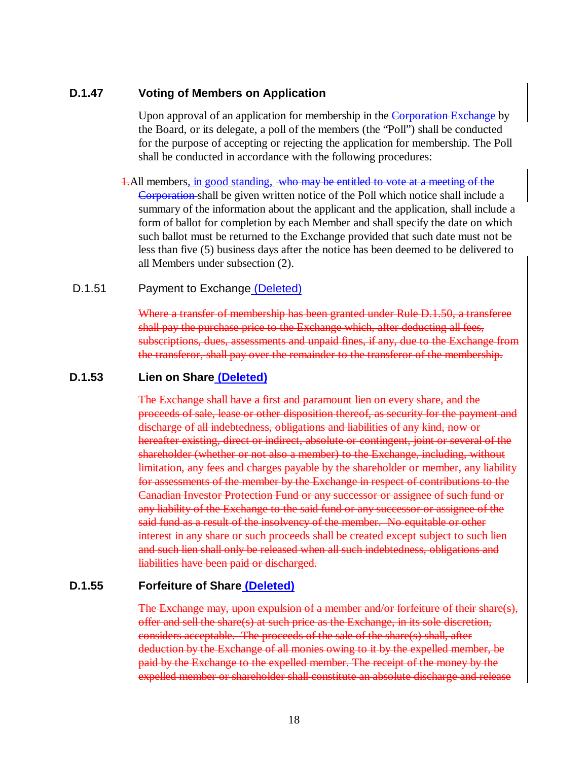### D.1.47 Voting of Members on Application

Upon approval of an application for membership in the ~~Corporation~~ Exchange by the Board, or its delegate, a poll of the members (the "Poll") shall be conducted for the purpose of accepting or rejecting the application for membership. The Poll shall be conducted in accordance with the following procedures:

~~1.~~All members, in good standing, ~~who may be entitled to vote at a meeting of the Corporation~~ shall be given written notice of the Poll which notice shall include a summary of the information about the applicant and the application, shall include a form of ballot for completion by each Member and shall specify the date on which such ballot must be returned to the Exchange provided that such date must not be less than five (5) business days after the notice has been deemed to be delivered to all Members under subsection (2).

### D.1.51 Payment to Exchange (Deleted)

~~Where a transfer of membership has been granted under Rule D.1.50, a transferee shall pay the purchase price to the Exchange which, after deducting all fees, subscriptions, dues, assessments and unpaid fines, if any, due to the Exchange from the transferor, shall pay over the remainder to the transferor of the membership.~~

### D.1.53 Lien on Share (Deleted)

~~The Exchange shall have a first and paramount lien on every share, and the proceeds of sale, lease or other disposition thereof, as security for the payment and discharge of all indebtedness, obligations and liabilities of any kind, now or hereafter existing, direct or indirect, absolute or contingent, joint or several of the shareholder (whether or not also a member) to the Exchange, including, without limitation, any fees and charges payable by the shareholder or member, any liability for assessments of the member by the Exchange in respect of contributions to the Canadian Investor Protection Fund or any successor or assignee of such fund or any liability of the Exchange to the said fund or any successor or assignee of the said fund as a result of the insolvency of the member. No equitable or other interest in any share or such proceeds shall be created except subject to such lien and such lien shall only be released when all such indebtedness, obligations and liabilities have been paid or discharged.~~

### D.1.55 Forfeiture of Share (Deleted)

~~The Exchange may, upon expulsion of a member and/or forfeiture of their share(s), offer and sell the share(s) at such price as the Exchange, in its sole discretion, considers acceptable. The proceeds of the sale of the share(s) shall, after deduction by the Exchange of all monies owing to it by the expelled member, be paid by the Exchange to the expelled member. The receipt of the money by the expelled member or shareholder shall constitute an absolute discharge and release~~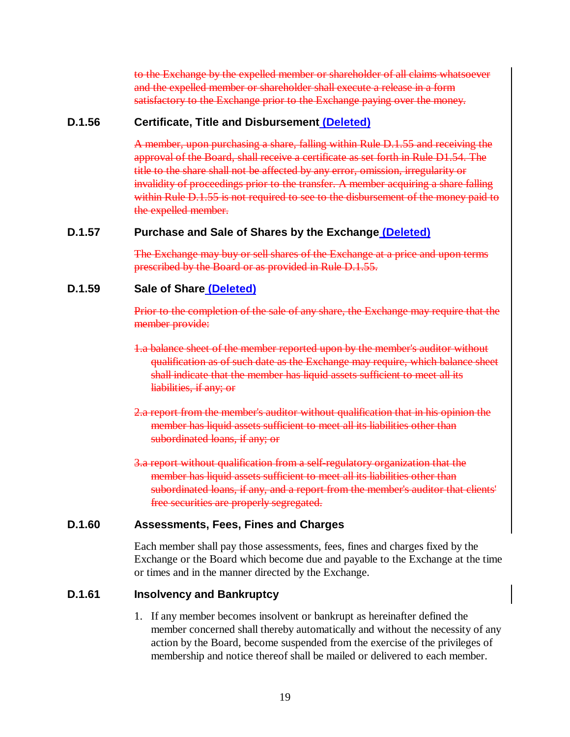~~to the Exchange by the expelled member or shareholder of all claims whatsoever and the expelled member or shareholder shall execute a release in a form satisfactory to the Exchange prior to the Exchange paying over the money.~~

### D.1.56 Certificate, Title and Disbursement (Deleted)

~~A member, upon purchasing a share, falling within Rule D.1.55 and receiving the approval of the Board, shall receive a certificate as set forth in Rule D1.54. The title to the share shall not be affected by any error, omission, irregularity or invalidity of proceedings prior to the transfer. A member acquiring a share falling within Rule D.1.55 is not required to see to the disbursement of the money paid to the expelled member.~~

### D.1.57 Purchase and Sale of Shares by the Exchange (Deleted)

~~The Exchange may buy or sell shares of the Exchange at a price and upon terms prescribed by the Board or as provided in Rule D.1.55.~~

### D.1.59 Sale of Share (Deleted)

~~Prior to the completion of the sale of any share, the Exchange may require that the member provide:~~

~~1.a balance sheet of the member reported upon by the member's auditor without qualification as of such date as the Exchange may require, which balance sheet shall indicate that the member has liquid assets sufficient to meet all its liabilities, if any; or~~

~~2.a report from the member's auditor without qualification that in his opinion the member has liquid assets sufficient to meet all its liabilities other than subordinated loans, if any; or~~

~~3.a report without qualification from a self-regulatory organization that the member has liquid assets sufficient to meet all its liabilities other than subordinated loans, if any, and a report from the member's auditor that clients' free securities are properly segregated.~~

### D.1.60 Assessments, Fees, Fines and Charges

Each member shall pay those assessments, fees, fines and charges fixed by the Exchange or the Board which become due and payable to the Exchange at the time or times and in the manner directed by the Exchange.

### D.1.61 Insolvency and Bankruptcy

1. If any member becomes insolvent or bankrupt as hereinafter defined the member concerned shall thereby automatically and without the necessity of any action by the Board, become suspended from the exercise of the privileges of membership and notice thereof shall be mailed or delivered to each member.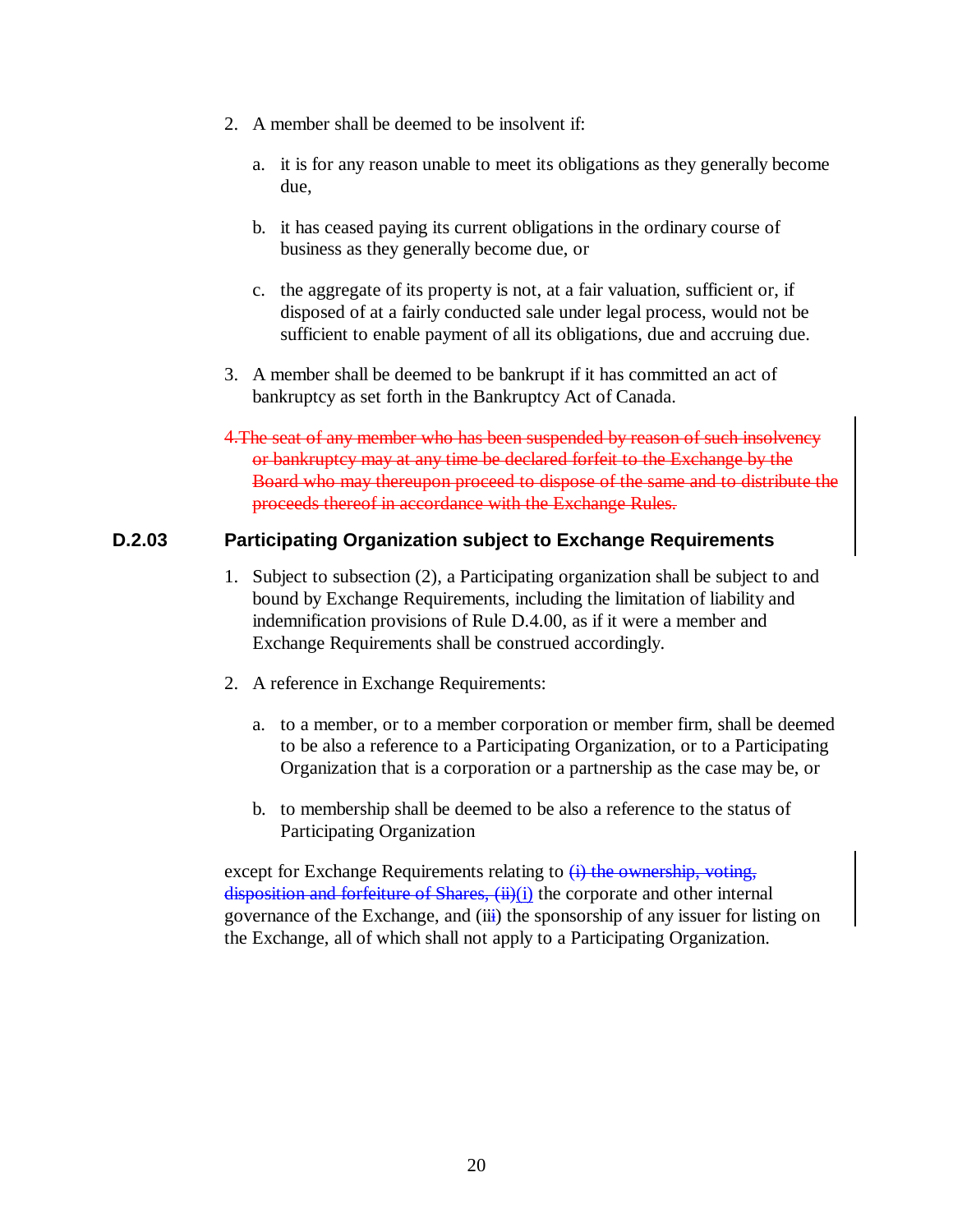2. A member shall be deemed to be insolvent if:

    a. it is for any reason unable to meet its obligations as they generally become due,

    b. it has ceased paying its current obligations in the ordinary course of business as they generally become due, or

    c. the aggregate of its property is not, at a fair valuation, sufficient or, if disposed of at a fairly conducted sale under legal process, would not be sufficient to enable payment of all its obligations, due and accruing due.

3. A member shall be deemed to be bankrupt if it has committed an act of bankruptcy as set forth in the Bankruptcy Act of Canada.

~~4. The seat of any member who has been suspended by reason of such insolvency or bankruptcy may at any time be declared forfeit to the Exchange by the Board who may thereupon proceed to dispose of the same and to distribute the proceeds thereof in accordance with the Exchange Rules.~~

## D.2.03 Participating Organization subject to Exchange Requirements

1. Subject to subsection (2), a Participating organization shall be subject to and bound by Exchange Requirements, including the limitation of liability and indemnification provisions of Rule D.4.00, as if it were a member and Exchange Requirements shall be construed accordingly.

2. A reference in Exchange Requirements:

    a. to a member, or to a member corporation or member firm, shall be deemed to be also a reference to a Participating Organization, or to a Participating Organization that is a corporation or a partnership as the case may be, or

    b. to membership shall be deemed to be also a reference to the status of Participating Organization

except for Exchange Requirements relating to ~~(i) the ownership, voting, disposition and forfeiture of Shares, (ii)~~(i) the corporate and other internal governance of the Exchange, and (ii~~i~~) the sponsorship of any issuer for listing on the Exchange, all of which shall not apply to a Participating Organization.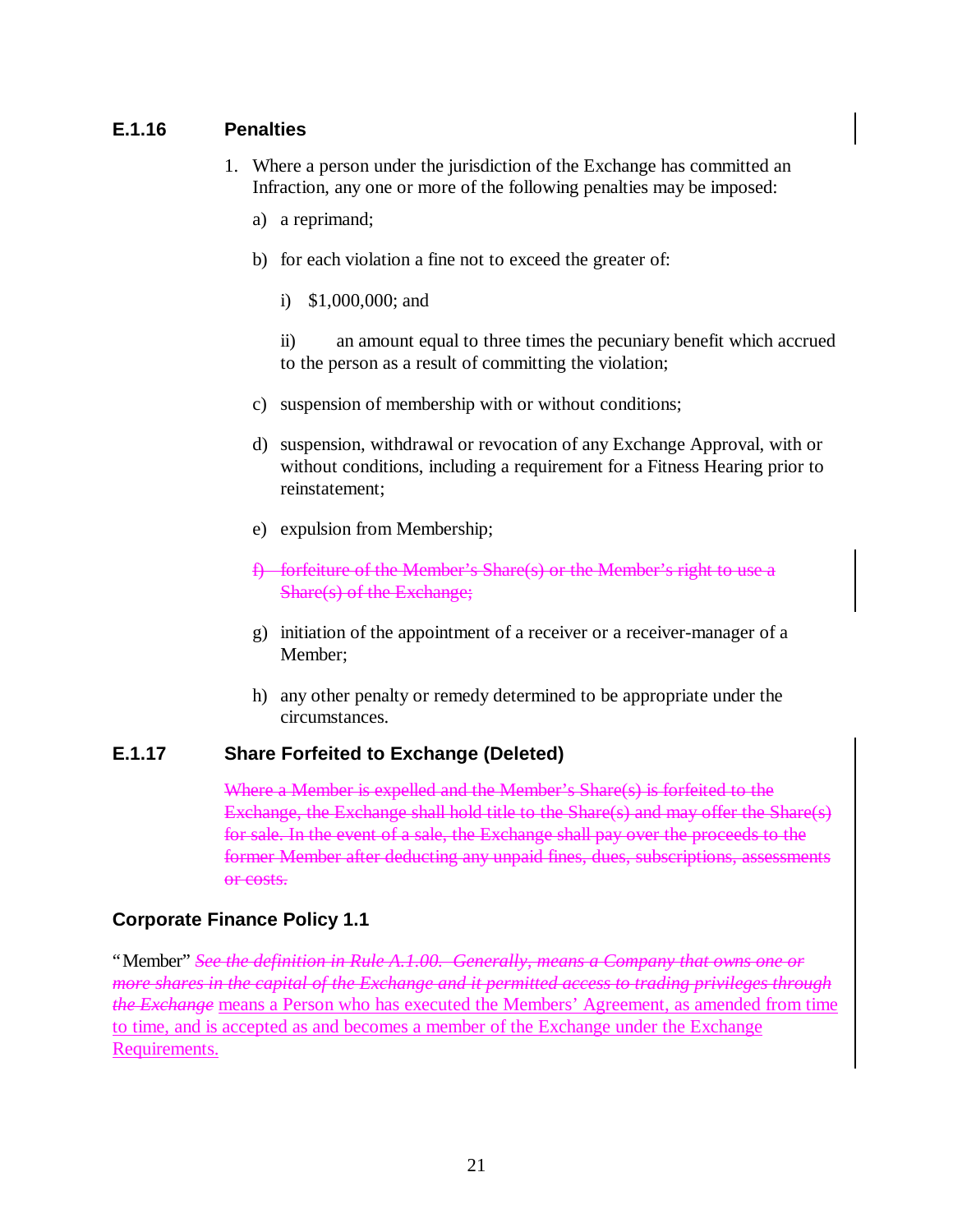### E.1.16 Penalties

1. Where a person under the jurisdiction of the Exchange has committed an Infraction, any one or more of the following penalties may be imposed:

   a) a reprimand;

   b) for each violation a fine not to exceed the greater of:

      i) $1,000,000; and

      ii) an amount equal to three times the pecuniary benefit which accrued to the person as a result of committing the violation;

   c) suspension of membership with or without conditions;

   d) suspension, withdrawal or revocation of any Exchange Approval, with or without conditions, including a requirement for a Fitness Hearing prior to reinstatement;

   e) expulsion from Membership;

   ~~f) forfeiture of the Member's Share(s) or the Member's right to use a Share(s) of the Exchange;~~

   g) initiation of the appointment of a receiver or a receiver-manager of a Member;

   h) any other penalty or remedy determined to be appropriate under the circumstances.

### E.1.17 Share Forfeited to Exchange (Deleted)

~~Where a Member is expelled and the Member's Share(s) is forfeited to the Exchange, the Exchange shall hold title to the Share(s) and may offer the Share(s) for sale. In the event of a sale, the Exchange shall pay over the proceeds to the former Member after deducting any unpaid fines, dues, subscriptions, assessments or costs.~~

### Corporate Finance Policy 1.1

"Member" ~~*See the definition in Rule A.1.00. Generally, means a Company that owns one or more shares in the capital of the Exchange and it permitted access to trading privileges through the Exchange*~~ <u>means a Person who has executed the Members' Agreement, as amended from time to time, and is accepted as and becomes a member of the Exchange under the Exchange Requirements.</u>